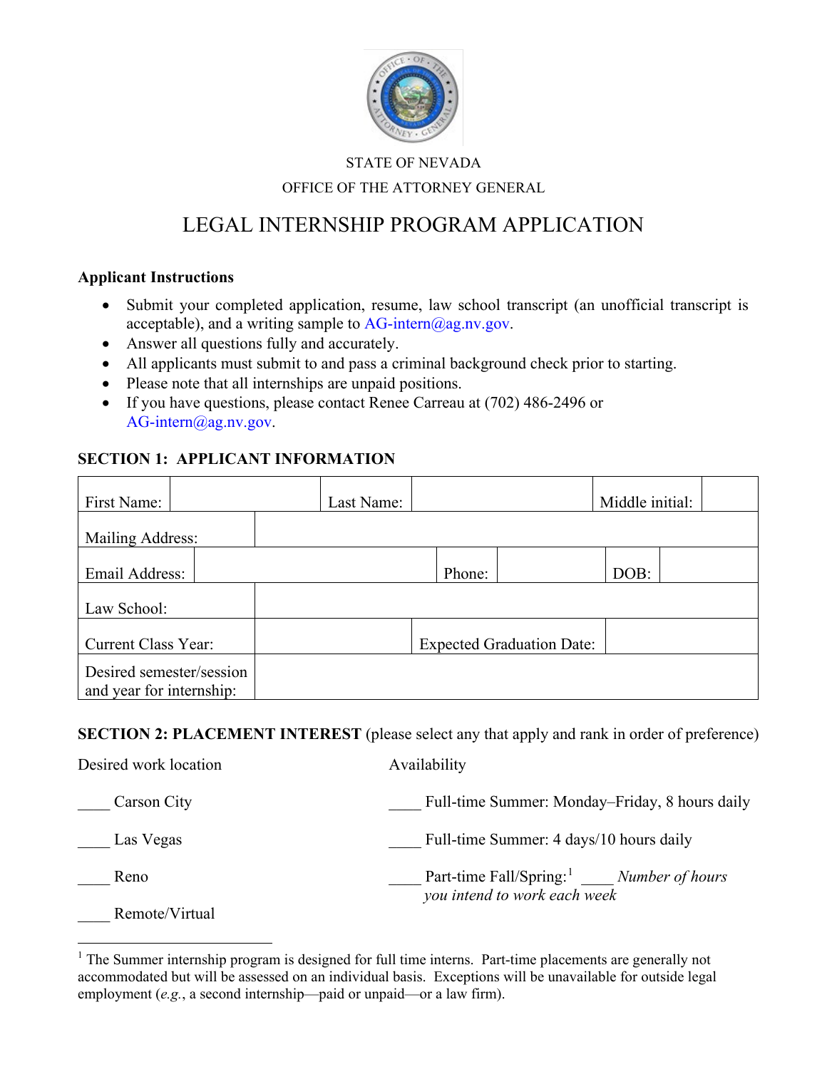STATE OF NEVADA

OFFICE OF THE ATTORNEY GENERAL

# LEGAL INTERNSHIP PROGRAM APPLICATION

**Applicant Instructions**

- Submit your completed application, resume, law school transcript (an unofficial transcript is acceptable), and a writing sample to AG-intern@ag.nv.gov.
- Answer all questions fully and accurately.
- All applicants must submit to and pass a criminal background check prior to starting.
- Please note that all internships are unpaid positions.
- If you have questions, please contact Renee Carreau at (702) 486-2496 or AG-intern@ag.nv.gov.

**SECTION 1: APPLICANT INFORMATION**

| First Name: | | Last Name: | | Middle initial: | |
|---|---|---|---|---|---|
| Mailing Address: | | | | | |
| Email Address: | | Phone: | | DOB: | |
| Law School: | | | | | |
| Current Class Year: | | Expected Graduation Date: | | | |
| Desired semester/session and year for internship: | | | | | |

**SECTION 2: PLACEMENT INTEREST** (please select any that apply and rank in order of preference)

Desired work location

____ Carson City

____ Las Vegas

____ Reno

____ Remote/Virtual

Availability

____ Full-time Summer: Monday–Friday, 8 hours daily

____ Full-time Summer: 4 days/10 hours daily

____ Part-time Fall/Spring:[1] ____ *Number of hours you intend to work each week*

[1] The Summer internship program is designed for full time interns. Part-time placements are generally not accommodated but will be assessed on an individual basis. Exceptions will be unavailable for outside legal employment (*e.g.*, a second internship—paid or unpaid—or a law firm).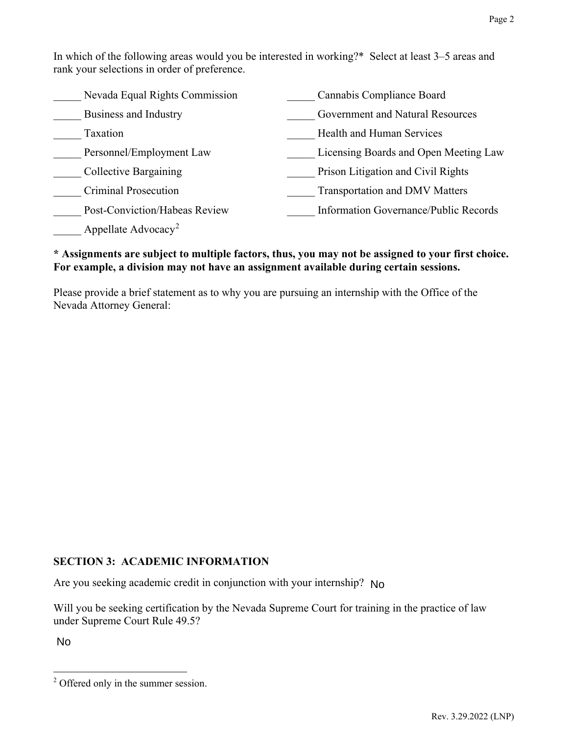In which of the following areas would you be interested in working?* Select at least 3–5 areas and rank your selections in order of preference.

_____ Nevada Equal Rights Commission

_____ Business and Industry

_____ Taxation

_____ Personnel/Employment Law

_____ Collective Bargaining

_____ Criminal Prosecution

_____ Post-Conviction/Habeas Review

_____ Appellate Advocacy[2]

_____ Cannabis Compliance Board

_____ Government and Natural Resources

_____ Health and Human Services

_____ Licensing Boards and Open Meeting Law

_____ Prison Litigation and Civil Rights

_____ Transportation and DMV Matters

_____ Information Governance/Public Records

**\* Assignments are subject to multiple factors, thus, you may not be assigned to your first choice. For example, a division may not have an assignment available during certain sessions.**

Please provide a brief statement as to why you are pursuing an internship with the Office of the Nevada Attorney General:

## SECTION 3: ACADEMIC INFORMATION

Are you seeking academic credit in conjunction with your internship? No

Will you be seeking certification by the Nevada Supreme Court for training in the practice of law under Supreme Court Rule 49.5?

No

[2] Offered only in the summer session.

Rev. 3.29.2022 (LNP)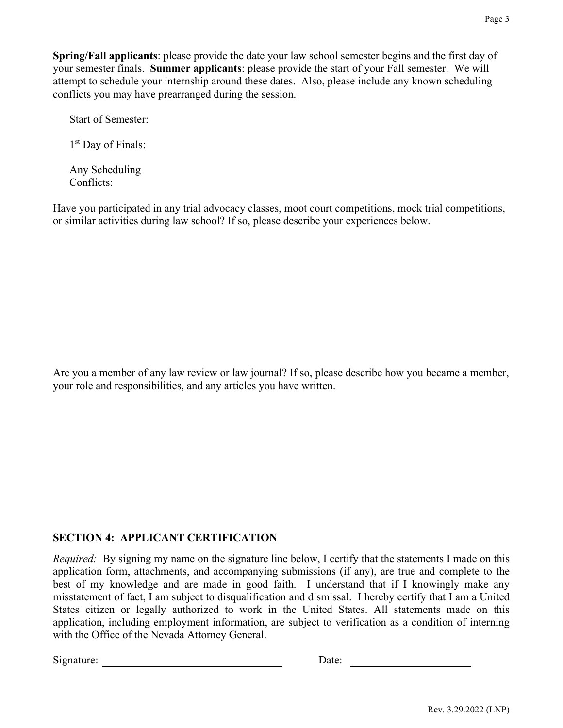**Spring/Fall applicants**: please provide the date your law school semester begins and the first day of your semester finals. **Summer applicants**: please provide the start of your Fall semester. We will attempt to schedule your internship around these dates. Also, please include any known scheduling conflicts you may have prearranged during the session.

Start of Semester:

1st Day of Finals:

Any Scheduling Conflicts:

Have you participated in any trial advocacy classes, moot court competitions, mock trial competitions, or similar activities during law school? If so, please describe your experiences below.

Are you a member of any law review or law journal? If so, please describe how you became a member, your role and responsibilities, and any articles you have written.

### SECTION 4: APPLICANT CERTIFICATION

*Required:* By signing my name on the signature line below, I certify that the statements I made on this application form, attachments, and accompanying submissions (if any), are true and complete to the best of my knowledge and are made in good faith. I understand that if I knowingly make any misstatement of fact, I am subject to disqualification and dismissal. I hereby certify that I am a United States citizen or legally authorized to work in the United States. All statements made on this application, including employment information, are subject to verification as a condition of interning with the Office of the Nevada Attorney General.

Signature: ______________________________ Date: ____________________

Rev. 3.29.2022 (LNP)